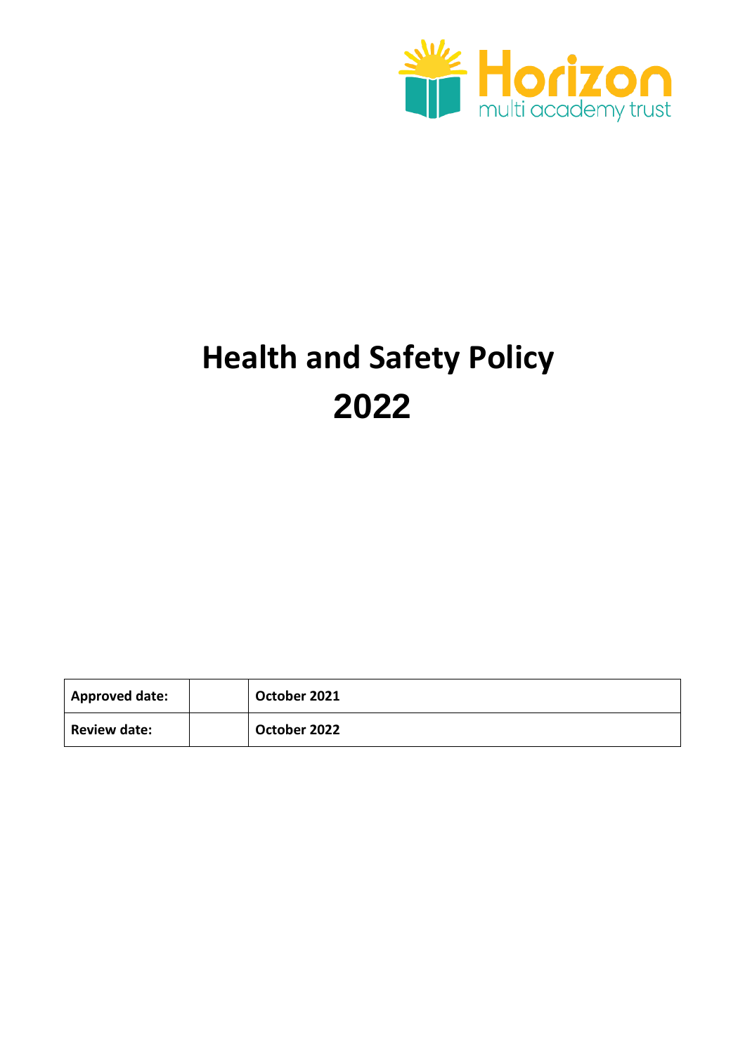Horizon multi academy trust

# Health and Safety Policy 2022

| Approved date: | | October 2021 |
|---|---|---|
| Review date: | | October 2022 |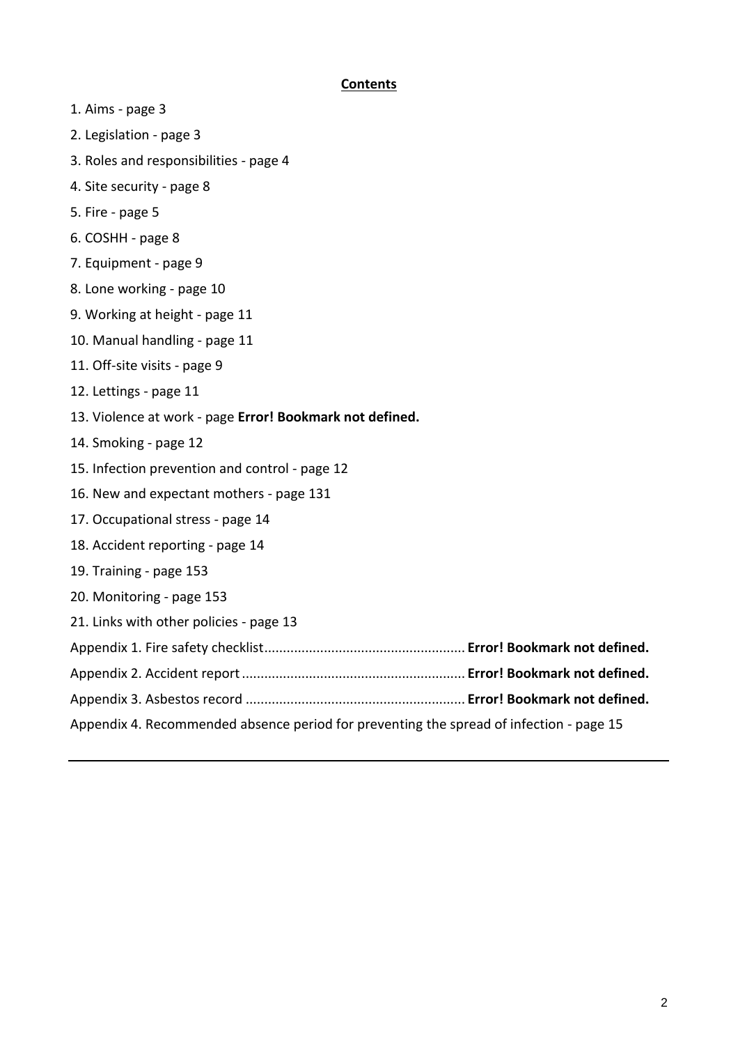**Contents**

1. Aims - page 3
2. Legislation - page 3
3. Roles and responsibilities - page 4
4. Site security - page 8
5. Fire - page 5
6. COSHH - page 8
7. Equipment - page 9
8. Lone working - page 10
9. Working at height - page 11
10. Manual handling - page 11
11. Off-site visits - page 9
12. Lettings - page 11
13. Violence at work - page **Error! Bookmark not defined.**
14. Smoking - page 12
15. Infection prevention and control - page 12
16. New and expectant mothers - page 131
17. Occupational stress - page 14
18. Accident reporting - page 14
19. Training - page 153
20. Monitoring - page 153
21. Links with other policies - page 13

Appendix 1. Fire safety checklist...................................................... **Error! Bookmark not defined.**

Appendix 2. Accident report............................................................ **Error! Bookmark not defined.**

Appendix 3. Asbestos record ........................................................... **Error! Bookmark not defined.**

Appendix 4. Recommended absence period for preventing the spread of infection - page 15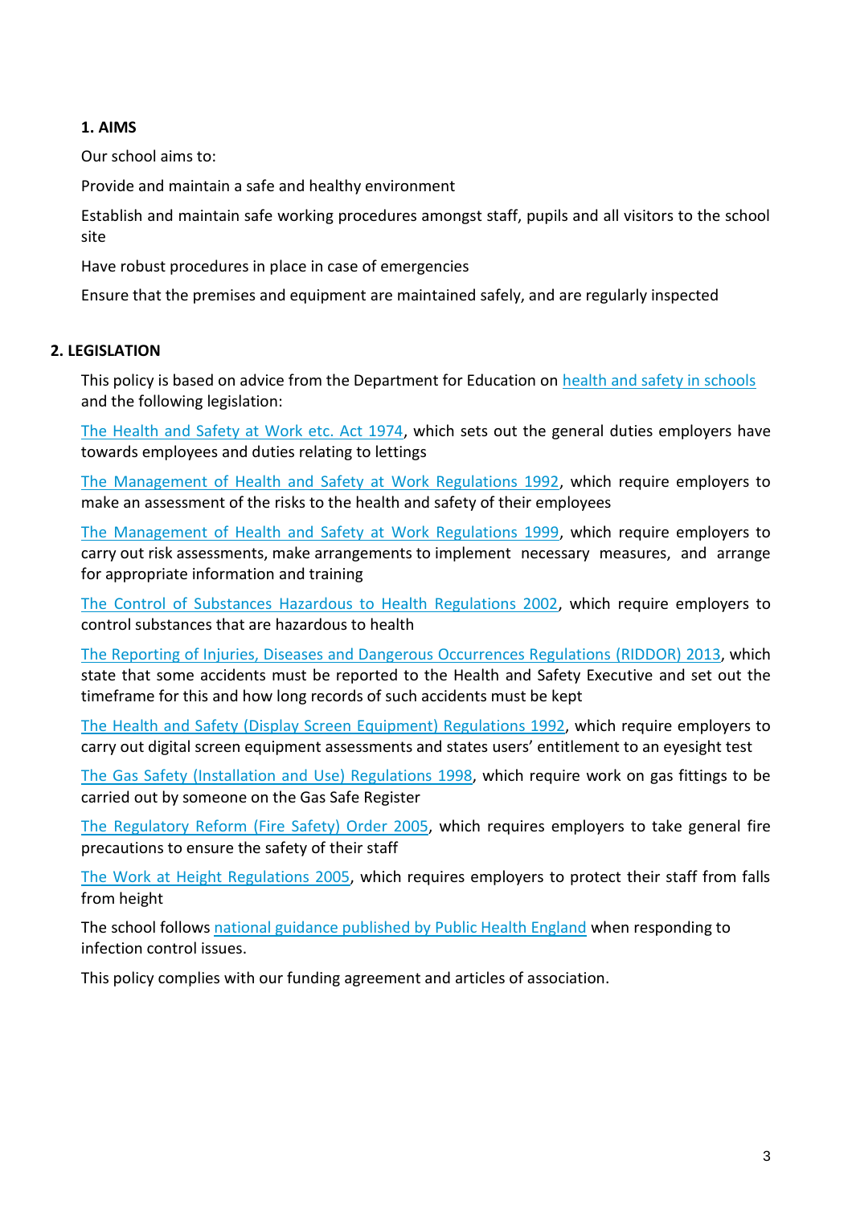## 1. AIMS

Our school aims to:

Provide and maintain a safe and healthy environment

Establish and maintain safe working procedures amongst staff, pupils and all visitors to the school site

Have robust procedures in place in case of emergencies

Ensure that the premises and equipment are maintained safely, and are regularly inspected

## 2. LEGISLATION

This policy is based on advice from the Department for Education on health and safety in schools and the following legislation:

The Health and Safety at Work etc. Act 1974, which sets out the general duties employers have towards employees and duties relating to lettings

The Management of Health and Safety at Work Regulations 1992, which require employers to make an assessment of the risks to the health and safety of their employees

The Management of Health and Safety at Work Regulations 1999, which require employers to carry out risk assessments, make arrangements to implement necessary measures, and arrange for appropriate information and training

The Control of Substances Hazardous to Health Regulations 2002, which require employers to control substances that are hazardous to health

The Reporting of Injuries, Diseases and Dangerous Occurrences Regulations (RIDDOR) 2013, which state that some accidents must be reported to the Health and Safety Executive and set out the timeframe for this and how long records of such accidents must be kept

The Health and Safety (Display Screen Equipment) Regulations 1992, which require employers to carry out digital screen equipment assessments and states users' entitlement to an eyesight test

The Gas Safety (Installation and Use) Regulations 1998, which require work on gas fittings to be carried out by someone on the Gas Safe Register

The Regulatory Reform (Fire Safety) Order 2005, which requires employers to take general fire precautions to ensure the safety of their staff

The Work at Height Regulations 2005, which requires employers to protect their staff from falls from height

The school follows national guidance published by Public Health England when responding to infection control issues.

This policy complies with our funding agreement and articles of association.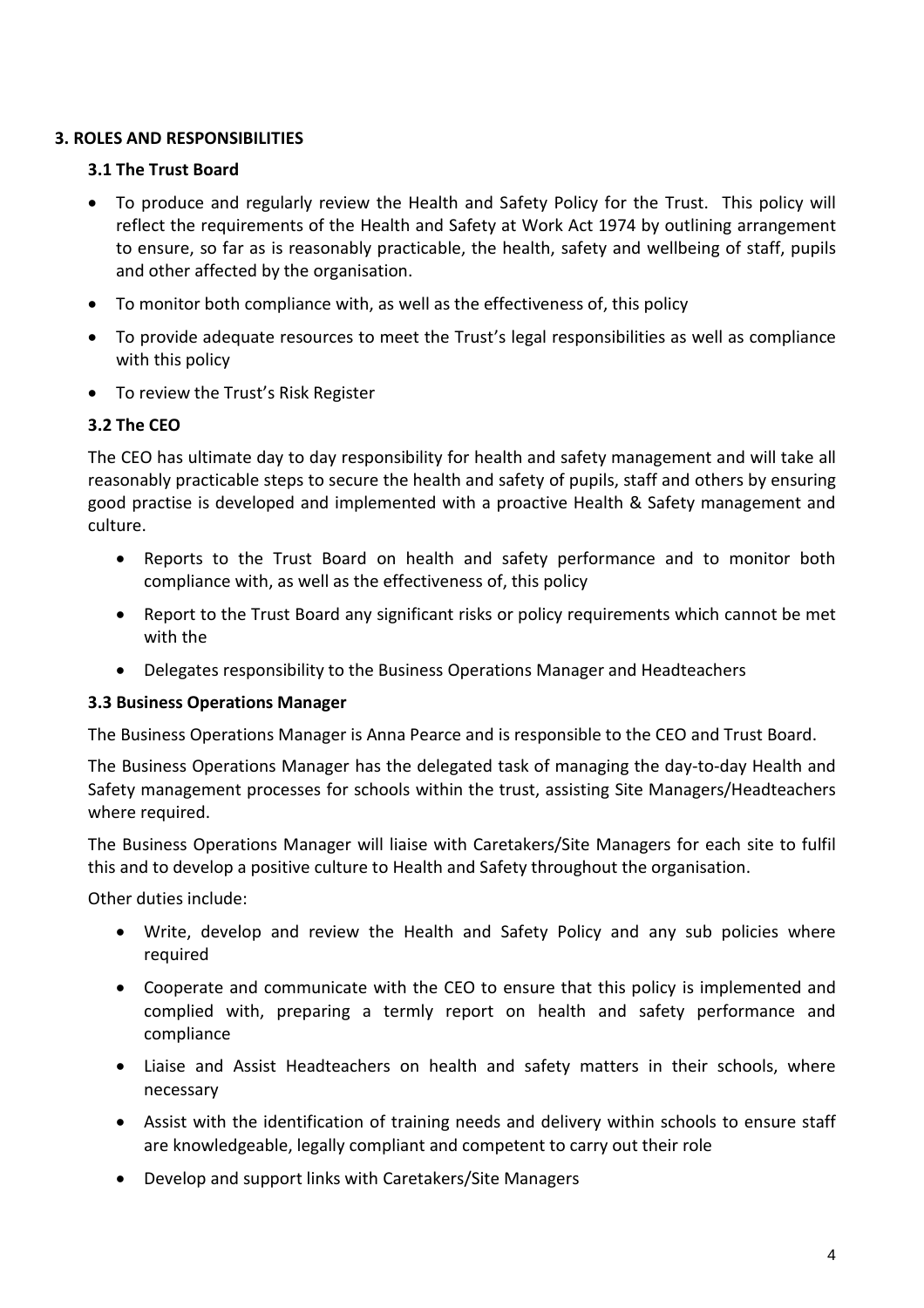## 3. ROLES AND RESPONSIBILITIES

### 3.1 The Trust Board

- To produce and regularly review the Health and Safety Policy for the Trust. This policy will reflect the requirements of the Health and Safety at Work Act 1974 by outlining arrangement to ensure, so far as is reasonably practicable, the health, safety and wellbeing of staff, pupils and other affected by the organisation.
- To monitor both compliance with, as well as the effectiveness of, this policy
- To provide adequate resources to meet the Trust's legal responsibilities as well as compliance with this policy
- To review the Trust's Risk Register

### 3.2 The CEO

The CEO has ultimate day to day responsibility for health and safety management and will take all reasonably practicable steps to secure the health and safety of pupils, staff and others by ensuring good practise is developed and implemented with a proactive Health & Safety management and culture.

- Reports to the Trust Board on health and safety performance and to monitor both compliance with, as well as the effectiveness of, this policy
- Report to the Trust Board any significant risks or policy requirements which cannot be met with the
- Delegates responsibility to the Business Operations Manager and Headteachers

### 3.3 Business Operations Manager

The Business Operations Manager is Anna Pearce and is responsible to the CEO and Trust Board.

The Business Operations Manager has the delegated task of managing the day-to-day Health and Safety management processes for schools within the trust, assisting Site Managers/Headteachers where required.

The Business Operations Manager will liaise with Caretakers/Site Managers for each site to fulfil this and to develop a positive culture to Health and Safety throughout the organisation.

Other duties include:

- Write, develop and review the Health and Safety Policy and any sub policies where required
- Cooperate and communicate with the CEO to ensure that this policy is implemented and complied with, preparing a termly report on health and safety performance and compliance
- Liaise and Assist Headteachers on health and safety matters in their schools, where necessary
- Assist with the identification of training needs and delivery within schools to ensure staff are knowledgeable, legally compliant and competent to carry out their role
- Develop and support links with Caretakers/Site Managers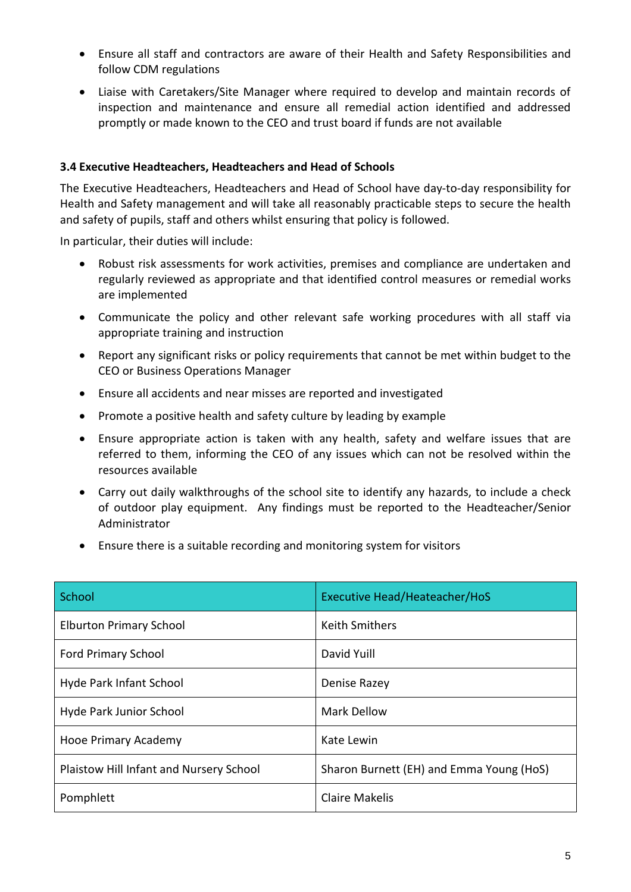- Ensure all staff and contractors are aware of their Health and Safety Responsibilities and follow CDM regulations
- Liaise with Caretakers/Site Manager where required to develop and maintain records of inspection and maintenance and ensure all remedial action identified and addressed promptly or made known to the CEO and trust board if funds are not available

### 3.4 Executive Headteachers, Headteachers and Head of Schools

The Executive Headteachers, Headteachers and Head of School have day-to-day responsibility for Health and Safety management and will take all reasonably practicable steps to secure the health and safety of pupils, staff and others whilst ensuring that policy is followed.

In particular, their duties will include:

- Robust risk assessments for work activities, premises and compliance are undertaken and regularly reviewed as appropriate and that identified control measures or remedial works are implemented
- Communicate the policy and other relevant safe working procedures with all staff via appropriate training and instruction
- Report any significant risks or policy requirements that cannot be met within budget to the CEO or Business Operations Manager
- Ensure all accidents and near misses are reported and investigated
- Promote a positive health and safety culture by leading by example
- Ensure appropriate action is taken with any health, safety and welfare issues that are referred to them, informing the CEO of any issues which can not be resolved within the resources available
- Carry out daily walkthroughs of the school site to identify any hazards, to include a check of outdoor play equipment. Any findings must be reported to the Headteacher/Senior Administrator
- Ensure there is a suitable recording and monitoring system for visitors

| School | Executive Head/Heateacher/HoS |
|---|---|
| Elburton Primary School | Keith Smithers |
| Ford Primary School | David Yuill |
| Hyde Park Infant School | Denise Razey |
| Hyde Park Junior School | Mark Dellow |
| Hooe Primary Academy | Kate Lewin |
| Plaistow Hill Infant and Nursery School | Sharon Burnett (EH) and Emma Young (HoS) |
| Pomphlett | Claire Makelis |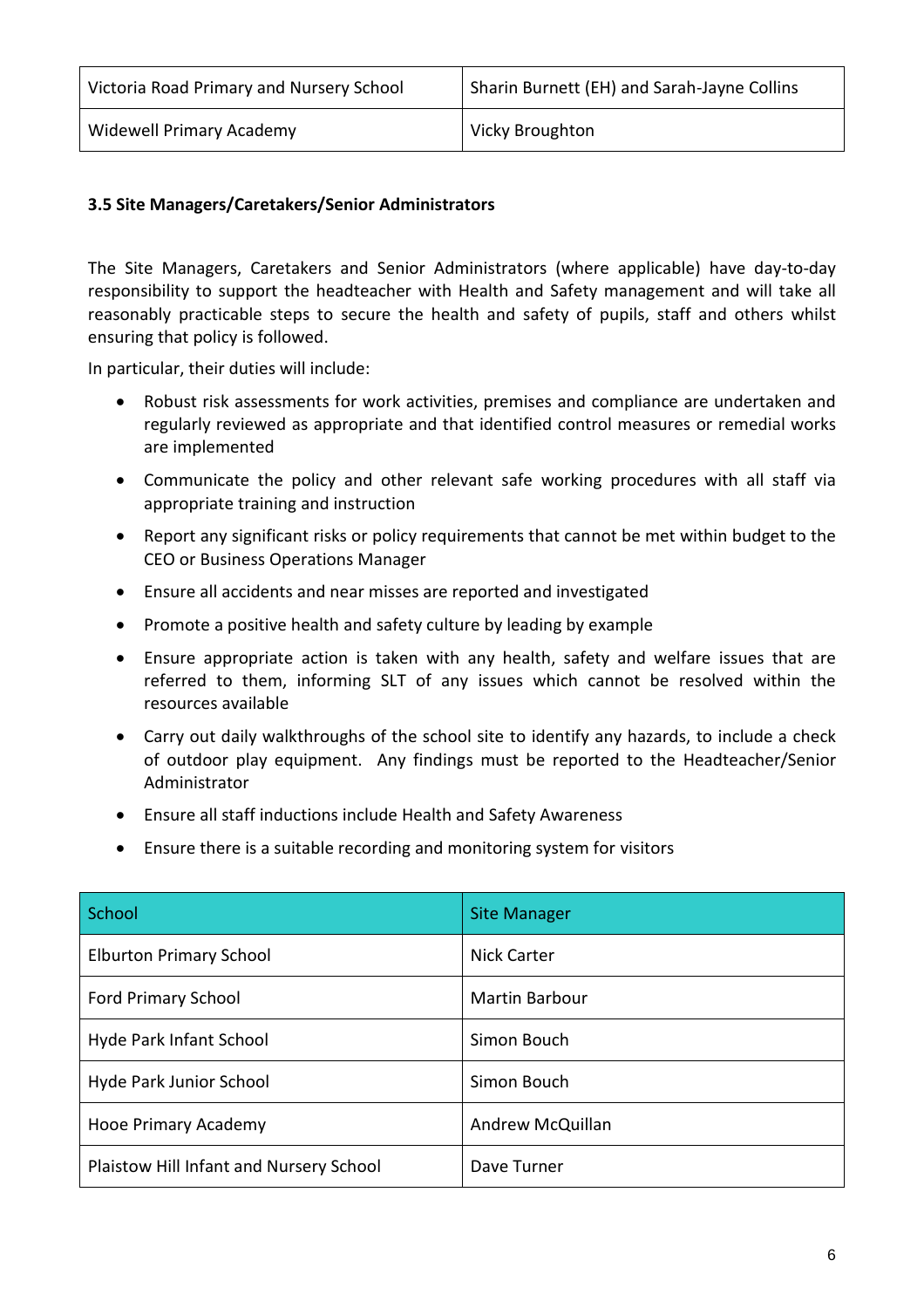| | |
|---|---|
| Victoria Road Primary and Nursery School | Sharin Burnett (EH) and Sarah-Jayne Collins |
| Widewell Primary Academy | Vicky Broughton |

**3.5 Site Managers/Caretakers/Senior Administrators**

The Site Managers, Caretakers and Senior Administrators (where applicable) have day-to-day responsibility to support the headteacher with Health and Safety management and will take all reasonably practicable steps to secure the health and safety of pupils, staff and others whilst ensuring that policy is followed.

In particular, their duties will include:

- Robust risk assessments for work activities, premises and compliance are undertaken and regularly reviewed as appropriate and that identified control measures or remedial works are implemented
- Communicate the policy and other relevant safe working procedures with all staff via appropriate training and instruction
- Report any significant risks or policy requirements that cannot be met within budget to the CEO or Business Operations Manager
- Ensure all accidents and near misses are reported and investigated
- Promote a positive health and safety culture by leading by example
- Ensure appropriate action is taken with any health, safety and welfare issues that are referred to them, informing SLT of any issues which cannot be resolved within the resources available
- Carry out daily walkthroughs of the school site to identify any hazards, to include a check of outdoor play equipment. Any findings must be reported to the Headteacher/Senior Administrator
- Ensure all staff inductions include Health and Safety Awareness
- Ensure there is a suitable recording and monitoring system for visitors

| School | Site Manager |
|---|---|
| Elburton Primary School | Nick Carter |
| Ford Primary School | Martin Barbour |
| Hyde Park Infant School | Simon Bouch |
| Hyde Park Junior School | Simon Bouch |
| Hooe Primary Academy | Andrew McQuillan |
| Plaistow Hill Infant and Nursery School | Dave Turner |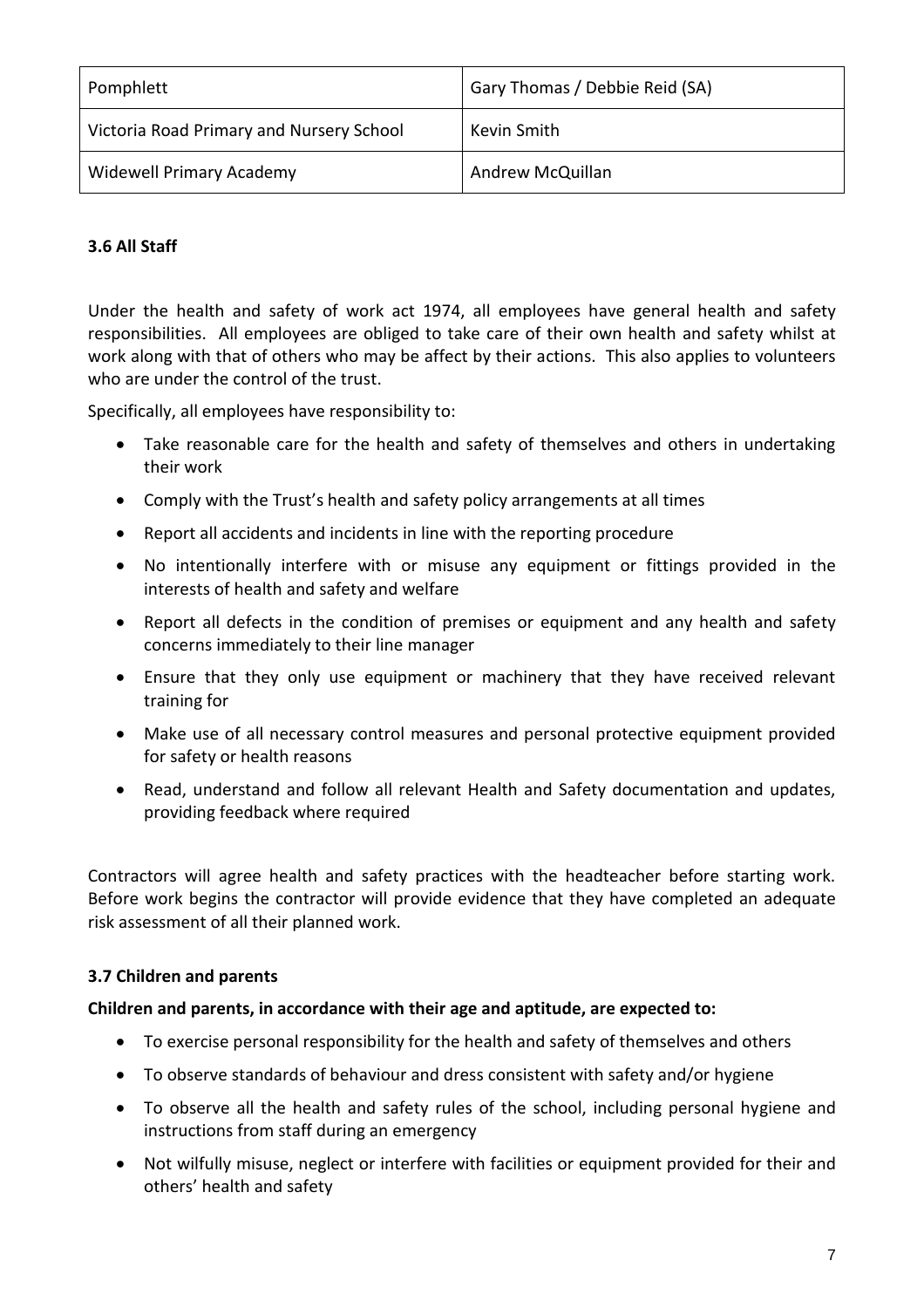| Pomphlett | Gary Thomas / Debbie Reid (SA) |
|---|---|
| Victoria Road Primary and Nursery School | Kevin Smith |
| Widewell Primary Academy | Andrew McQuillan |

### 3.6 All Staff

Under the health and safety of work act 1974, all employees have general health and safety responsibilities. All employees are obliged to take care of their own health and safety whilst at work along with that of others who may be affect by their actions. This also applies to volunteers who are under the control of the trust.

Specifically, all employees have responsibility to:

- Take reasonable care for the health and safety of themselves and others in undertaking their work
- Comply with the Trust's health and safety policy arrangements at all times
- Report all accidents and incidents in line with the reporting procedure
- No intentionally interfere with or misuse any equipment or fittings provided in the interests of health and safety and welfare
- Report all defects in the condition of premises or equipment and any health and safety concerns immediately to their line manager
- Ensure that they only use equipment or machinery that they have received relevant training for
- Make use of all necessary control measures and personal protective equipment provided for safety or health reasons
- Read, understand and follow all relevant Health and Safety documentation and updates, providing feedback where required

Contractors will agree health and safety practices with the headteacher before starting work. Before work begins the contractor will provide evidence that they have completed an adequate risk assessment of all their planned work.

### 3.7 Children and parents

**Children and parents, in accordance with their age and aptitude, are expected to:**

- To exercise personal responsibility for the health and safety of themselves and others
- To observe standards of behaviour and dress consistent with safety and/or hygiene
- To observe all the health and safety rules of the school, including personal hygiene and instructions from staff during an emergency
- Not wilfully misuse, neglect or interfere with facilities or equipment provided for their and others' health and safety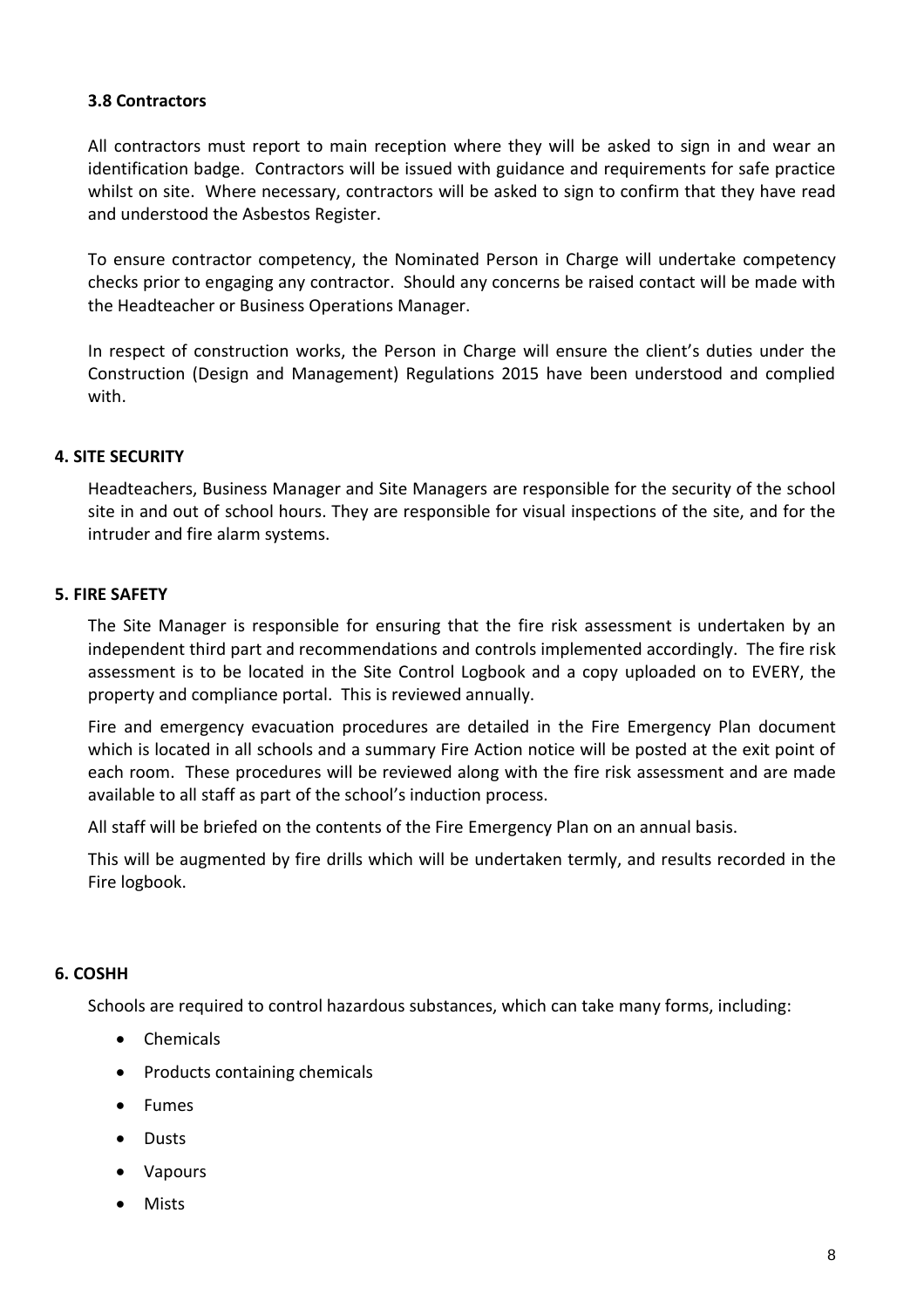### 3.8 Contractors

All contractors must report to main reception where they will be asked to sign in and wear an identification badge. Contractors will be issued with guidance and requirements for safe practice whilst on site. Where necessary, contractors will be asked to sign to confirm that they have read and understood the Asbestos Register.

To ensure contractor competency, the Nominated Person in Charge will undertake competency checks prior to engaging any contractor. Should any concerns be raised contact will be made with the Headteacher or Business Operations Manager.

In respect of construction works, the Person in Charge will ensure the client's duties under the Construction (Design and Management) Regulations 2015 have been understood and complied with.

## 4. SITE SECURITY

Headteachers, Business Manager and Site Managers are responsible for the security of the school site in and out of school hours. They are responsible for visual inspections of the site, and for the intruder and fire alarm systems.

## 5. FIRE SAFETY

The Site Manager is responsible for ensuring that the fire risk assessment is undertaken by an independent third part and recommendations and controls implemented accordingly. The fire risk assessment is to be located in the Site Control Logbook and a copy uploaded on to EVERY, the property and compliance portal. This is reviewed annually.

Fire and emergency evacuation procedures are detailed in the Fire Emergency Plan document which is located in all schools and a summary Fire Action notice will be posted at the exit point of each room. These procedures will be reviewed along with the fire risk assessment and are made available to all staff as part of the school's induction process.

All staff will be briefed on the contents of the Fire Emergency Plan on an annual basis.

This will be augmented by fire drills which will be undertaken termly, and results recorded in the Fire logbook.

## 6. COSHH

Schools are required to control hazardous substances, which can take many forms, including:

- Chemicals
- Products containing chemicals
- Fumes
- Dusts
- Vapours
- Mists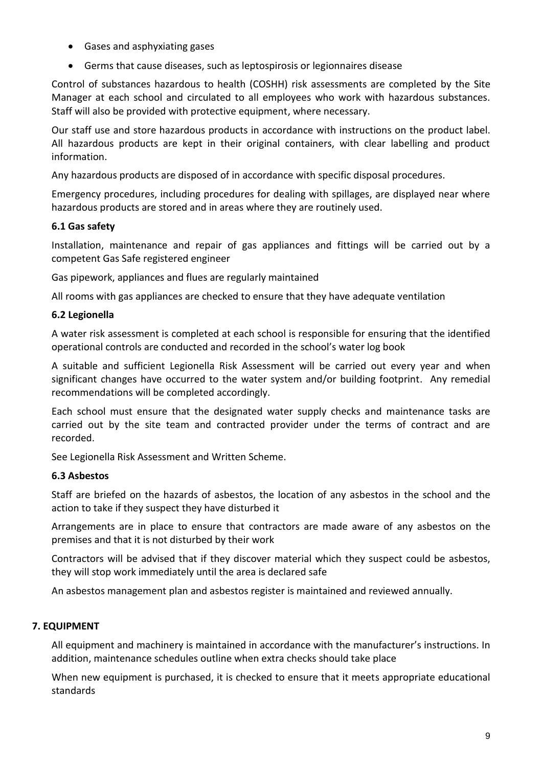- Gases and asphyxiating gases
- Germs that cause diseases, such as leptospirosis or legionnaires disease

Control of substances hazardous to health (COSHH) risk assessments are completed by the Site Manager at each school and circulated to all employees who work with hazardous substances. Staff will also be provided with protective equipment, where necessary.

Our staff use and store hazardous products in accordance with instructions on the product label. All hazardous products are kept in their original containers, with clear labelling and product information.

Any hazardous products are disposed of in accordance with specific disposal procedures.

Emergency procedures, including procedures for dealing with spillages, are displayed near where hazardous products are stored and in areas where they are routinely used.

### 6.1 Gas safety

Installation, maintenance and repair of gas appliances and fittings will be carried out by a competent Gas Safe registered engineer

Gas pipework, appliances and flues are regularly maintained

All rooms with gas appliances are checked to ensure that they have adequate ventilation

### 6.2 Legionella

A water risk assessment is completed at each school is responsible for ensuring that the identified operational controls are conducted and recorded in the school's water log book

A suitable and sufficient Legionella Risk Assessment will be carried out every year and when significant changes have occurred to the water system and/or building footprint. Any remedial recommendations will be completed accordingly.

Each school must ensure that the designated water supply checks and maintenance tasks are carried out by the site team and contracted provider under the terms of contract and are recorded.

See Legionella Risk Assessment and Written Scheme.

### 6.3 Asbestos

Staff are briefed on the hazards of asbestos, the location of any asbestos in the school and the action to take if they suspect they have disturbed it

Arrangements are in place to ensure that contractors are made aware of any asbestos on the premises and that it is not disturbed by their work

Contractors will be advised that if they discover material which they suspect could be asbestos, they will stop work immediately until the area is declared safe

An asbestos management plan and asbestos register is maintained and reviewed annually.

## 7. EQUIPMENT

All equipment and machinery is maintained in accordance with the manufacturer's instructions. In addition, maintenance schedules outline when extra checks should take place

When new equipment is purchased, it is checked to ensure that it meets appropriate educational standards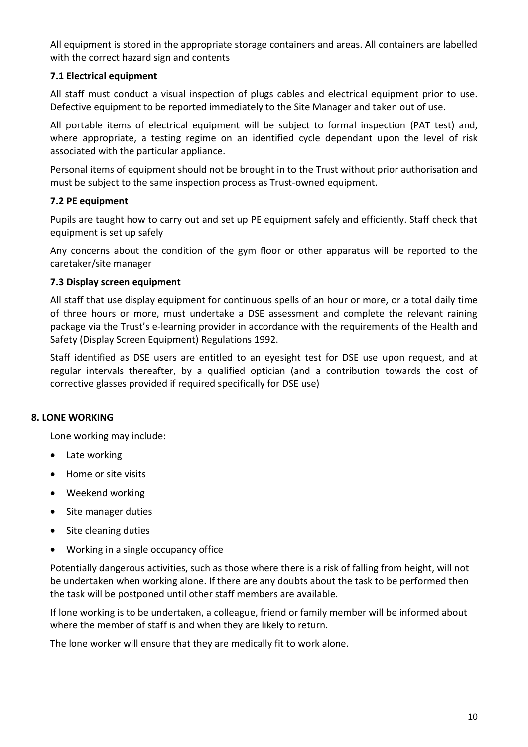All equipment is stored in the appropriate storage containers and areas. All containers are labelled with the correct hazard sign and contents

### 7.1 Electrical equipment

All staff must conduct a visual inspection of plugs cables and electrical equipment prior to use. Defective equipment to be reported immediately to the Site Manager and taken out of use.

All portable items of electrical equipment will be subject to formal inspection (PAT test) and, where appropriate, a testing regime on an identified cycle dependant upon the level of risk associated with the particular appliance.

Personal items of equipment should not be brought in to the Trust without prior authorisation and must be subject to the same inspection process as Trust-owned equipment.

### 7.2 PE equipment

Pupils are taught how to carry out and set up PE equipment safely and efficiently. Staff check that equipment is set up safely

Any concerns about the condition of the gym floor or other apparatus will be reported to the caretaker/site manager

### 7.3 Display screen equipment

All staff that use display equipment for continuous spells of an hour or more, or a total daily time of three hours or more, must undertake a DSE assessment and complete the relevant raining package via the Trust's e-learning provider in accordance with the requirements of the Health and Safety (Display Screen Equipment) Regulations 1992.

Staff identified as DSE users are entitled to an eyesight test for DSE use upon request, and at regular intervals thereafter, by a qualified optician (and a contribution towards the cost of corrective glasses provided if required specifically for DSE use)

## 8. LONE WORKING

Lone working may include:

- Late working
- Home or site visits
- Weekend working
- Site manager duties
- Site cleaning duties
- Working in a single occupancy office

Potentially dangerous activities, such as those where there is a risk of falling from height, will not be undertaken when working alone. If there are any doubts about the task to be performed then the task will be postponed until other staff members are available.

If lone working is to be undertaken, a colleague, friend or family member will be informed about where the member of staff is and when they are likely to return.

The lone worker will ensure that they are medically fit to work alone.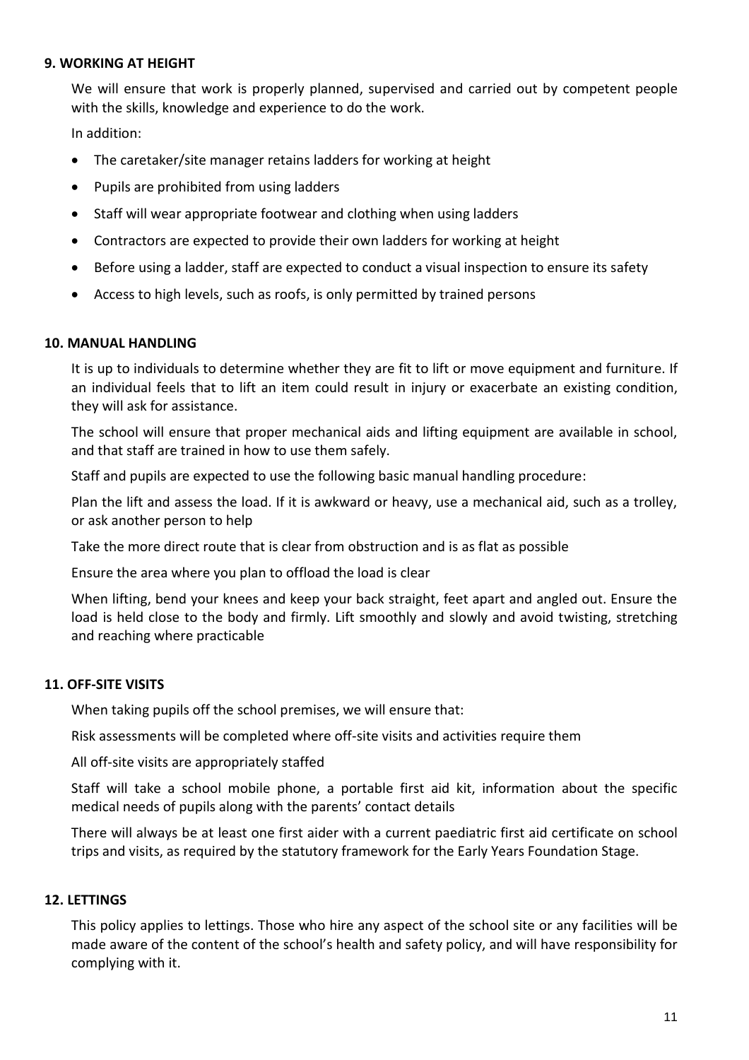### 9. WORKING AT HEIGHT

We will ensure that work is properly planned, supervised and carried out by competent people with the skills, knowledge and experience to do the work.

In addition:

- The caretaker/site manager retains ladders for working at height
- Pupils are prohibited from using ladders
- Staff will wear appropriate footwear and clothing when using ladders
- Contractors are expected to provide their own ladders for working at height
- Before using a ladder, staff are expected to conduct a visual inspection to ensure its safety
- Access to high levels, such as roofs, is only permitted by trained persons

### 10. MANUAL HANDLING

It is up to individuals to determine whether they are fit to lift or move equipment and furniture. If an individual feels that to lift an item could result in injury or exacerbate an existing condition, they will ask for assistance.

The school will ensure that proper mechanical aids and lifting equipment are available in school, and that staff are trained in how to use them safely.

Staff and pupils are expected to use the following basic manual handling procedure:

Plan the lift and assess the load. If it is awkward or heavy, use a mechanical aid, such as a trolley, or ask another person to help

Take the more direct route that is clear from obstruction and is as flat as possible

Ensure the area where you plan to offload the load is clear

When lifting, bend your knees and keep your back straight, feet apart and angled out. Ensure the load is held close to the body and firmly. Lift smoothly and slowly and avoid twisting, stretching and reaching where practicable

### 11. OFF-SITE VISITS

When taking pupils off the school premises, we will ensure that:

Risk assessments will be completed where off-site visits and activities require them

All off-site visits are appropriately staffed

Staff will take a school mobile phone, a portable first aid kit, information about the specific medical needs of pupils along with the parents' contact details

There will always be at least one first aider with a current paediatric first aid certificate on school trips and visits, as required by the statutory framework for the Early Years Foundation Stage.

### 12. LETTINGS

This policy applies to lettings. Those who hire any aspect of the school site or any facilities will be made aware of the content of the school's health and safety policy, and will have responsibility for complying with it.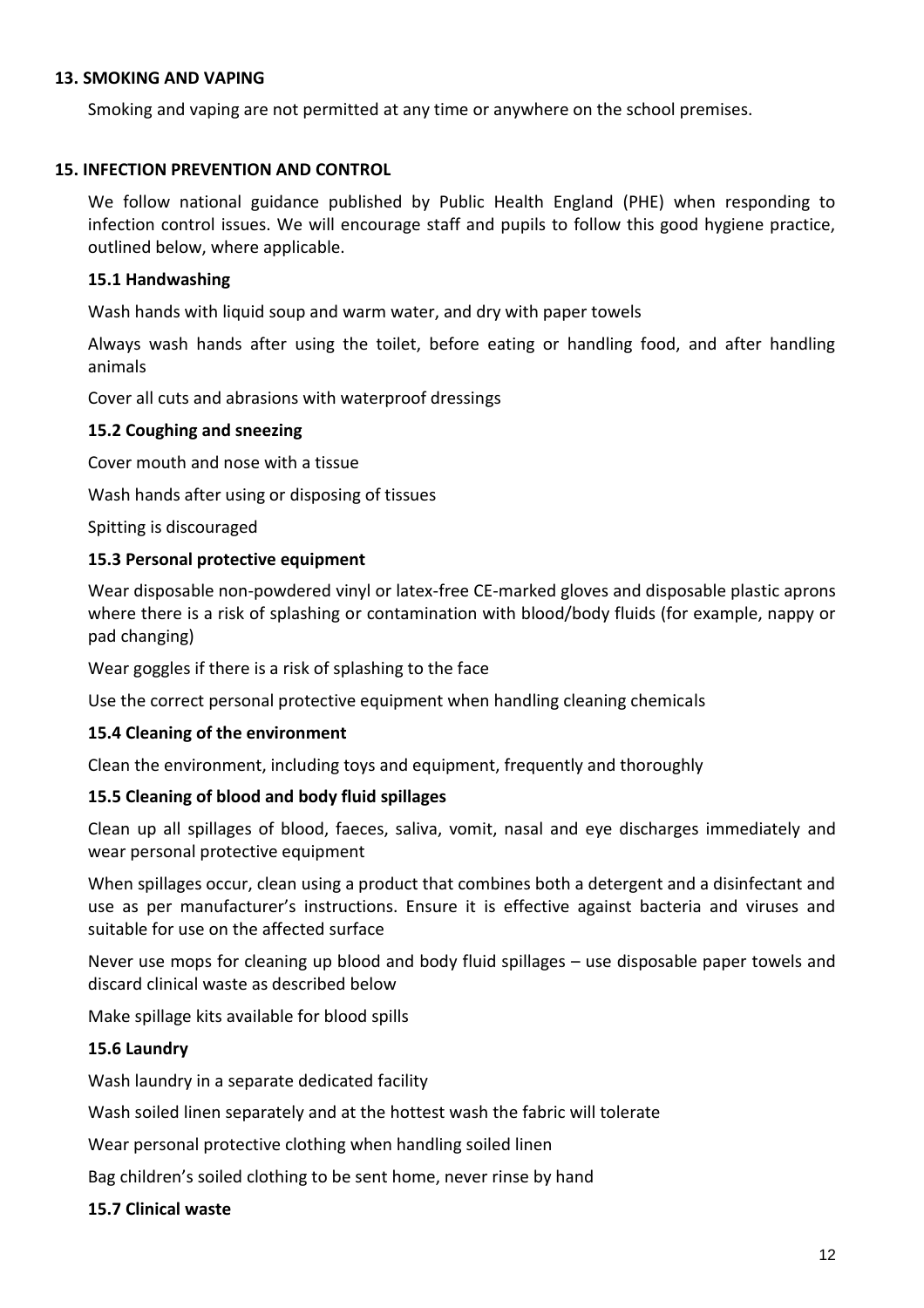## 13. SMOKING AND VAPING

Smoking and vaping are not permitted at any time or anywhere on the school premises.

## 15. INFECTION PREVENTION AND CONTROL

We follow national guidance published by Public Health England (PHE) when responding to infection control issues. We will encourage staff and pupils to follow this good hygiene practice, outlined below, where applicable.

### 15.1 Handwashing

Wash hands with liquid soup and warm water, and dry with paper towels

Always wash hands after using the toilet, before eating or handling food, and after handling animals

Cover all cuts and abrasions with waterproof dressings

### 15.2 Coughing and sneezing

Cover mouth and nose with a tissue

Wash hands after using or disposing of tissues

Spitting is discouraged

### 15.3 Personal protective equipment

Wear disposable non-powdered vinyl or latex-free CE-marked gloves and disposable plastic aprons where there is a risk of splashing or contamination with blood/body fluids (for example, nappy or pad changing)

Wear goggles if there is a risk of splashing to the face

Use the correct personal protective equipment when handling cleaning chemicals

### 15.4 Cleaning of the environment

Clean the environment, including toys and equipment, frequently and thoroughly

### 15.5 Cleaning of blood and body fluid spillages

Clean up all spillages of blood, faeces, saliva, vomit, nasal and eye discharges immediately and wear personal protective equipment

When spillages occur, clean using a product that combines both a detergent and a disinfectant and use as per manufacturer's instructions. Ensure it is effective against bacteria and viruses and suitable for use on the affected surface

Never use mops for cleaning up blood and body fluid spillages – use disposable paper towels and discard clinical waste as described below

Make spillage kits available for blood spills

### 15.6 Laundry

Wash laundry in a separate dedicated facility

Wash soiled linen separately and at the hottest wash the fabric will tolerate

Wear personal protective clothing when handling soiled linen

Bag children's soiled clothing to be sent home, never rinse by hand

### 15.7 Clinical waste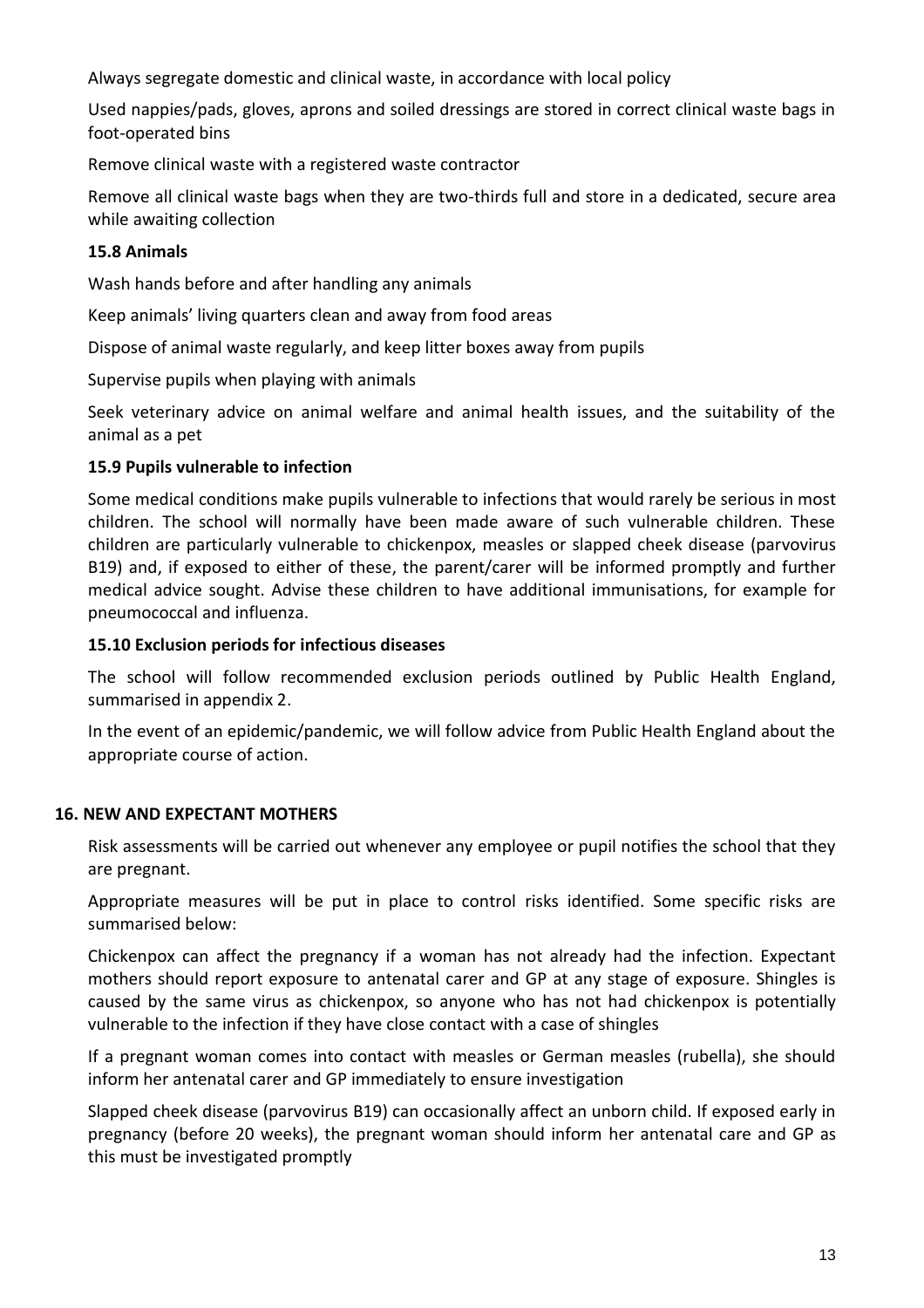Always segregate domestic and clinical waste, in accordance with local policy

Used nappies/pads, gloves, aprons and soiled dressings are stored in correct clinical waste bags in foot-operated bins

Remove clinical waste with a registered waste contractor

Remove all clinical waste bags when they are two-thirds full and store in a dedicated, secure area while awaiting collection

**15.8 Animals**

Wash hands before and after handling any animals

Keep animals' living quarters clean and away from food areas

Dispose of animal waste regularly, and keep litter boxes away from pupils

Supervise pupils when playing with animals

Seek veterinary advice on animal welfare and animal health issues, and the suitability of the animal as a pet

**15.9 Pupils vulnerable to infection**

Some medical conditions make pupils vulnerable to infections that would rarely be serious in most children. The school will normally have been made aware of such vulnerable children. These children are particularly vulnerable to chickenpox, measles or slapped cheek disease (parvovirus B19) and, if exposed to either of these, the parent/carer will be informed promptly and further medical advice sought. Advise these children to have additional immunisations, for example for pneumococcal and influenza.

**15.10 Exclusion periods for infectious diseases**

The school will follow recommended exclusion periods outlined by Public Health England, summarised in appendix 2.

In the event of an epidemic/pandemic, we will follow advice from Public Health England about the appropriate course of action.

## 16. NEW AND EXPECTANT MOTHERS

Risk assessments will be carried out whenever any employee or pupil notifies the school that they are pregnant.

Appropriate measures will be put in place to control risks identified. Some specific risks are summarised below:

Chickenpox can affect the pregnancy if a woman has not already had the infection. Expectant mothers should report exposure to antenatal carer and GP at any stage of exposure. Shingles is caused by the same virus as chickenpox, so anyone who has not had chickenpox is potentially vulnerable to the infection if they have close contact with a case of shingles

If a pregnant woman comes into contact with measles or German measles (rubella), she should inform her antenatal carer and GP immediately to ensure investigation

Slapped cheek disease (parvovirus B19) can occasionally affect an unborn child. If exposed early in pregnancy (before 20 weeks), the pregnant woman should inform her antenatal care and GP as this must be investigated promptly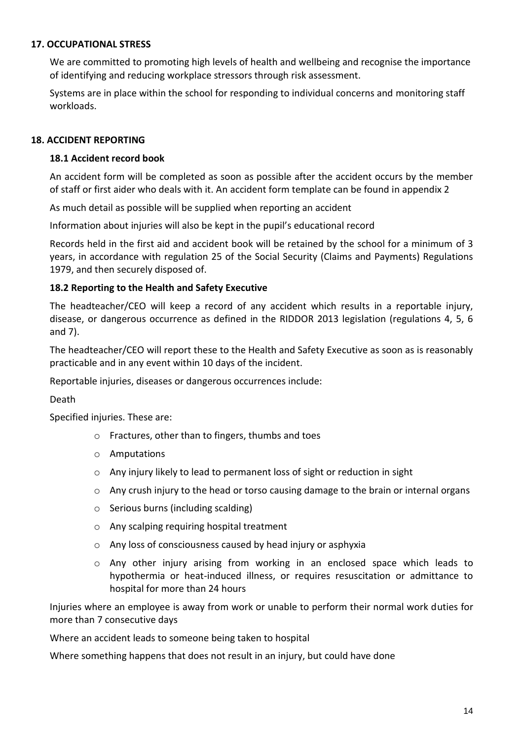## 17. OCCUPATIONAL STRESS

We are committed to promoting high levels of health and wellbeing and recognise the importance of identifying and reducing workplace stressors through risk assessment.

Systems are in place within the school for responding to individual concerns and monitoring staff workloads.

## 18. ACCIDENT REPORTING

### 18.1 Accident record book

An accident form will be completed as soon as possible after the accident occurs by the member of staff or first aider who deals with it. An accident form template can be found in appendix 2

As much detail as possible will be supplied when reporting an accident

Information about injuries will also be kept in the pupil's educational record

Records held in the first aid and accident book will be retained by the school for a minimum of 3 years, in accordance with regulation 25 of the Social Security (Claims and Payments) Regulations 1979, and then securely disposed of.

### 18.2 Reporting to the Health and Safety Executive

The headteacher/CEO will keep a record of any accident which results in a reportable injury, disease, or dangerous occurrence as defined in the RIDDOR 2013 legislation (regulations 4, 5, 6 and 7).

The headteacher/CEO will report these to the Health and Safety Executive as soon as is reasonably practicable and in any event within 10 days of the incident.

Reportable injuries, diseases or dangerous occurrences include:

Death

Specified injuries. These are:

- Fractures, other than to fingers, thumbs and toes
- Amputations
- Any injury likely to lead to permanent loss of sight or reduction in sight
- Any crush injury to the head or torso causing damage to the brain or internal organs
- Serious burns (including scalding)
- Any scalping requiring hospital treatment
- Any loss of consciousness caused by head injury or asphyxia
- Any other injury arising from working in an enclosed space which leads to hypothermia or heat-induced illness, or requires resuscitation or admittance to hospital for more than 24 hours

Injuries where an employee is away from work or unable to perform their normal work duties for more than 7 consecutive days

Where an accident leads to someone being taken to hospital

Where something happens that does not result in an injury, but could have done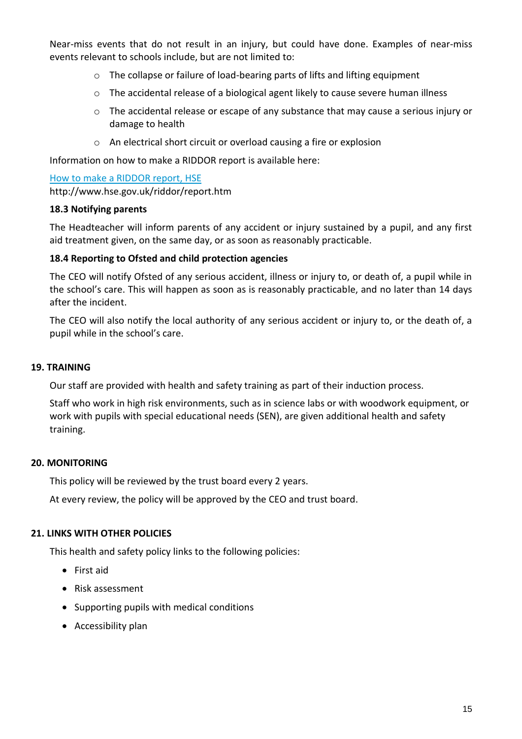Near-miss events that do not result in an injury, but could have done. Examples of near-miss events relevant to schools include, but are not limited to:

- The collapse or failure of load-bearing parts of lifts and lifting equipment
- The accidental release of a biological agent likely to cause severe human illness
- The accidental release or escape of any substance that may cause a serious injury or damage to health
- An electrical short circuit or overload causing a fire or explosion

Information on how to make a RIDDOR report is available here:

[How to make a RIDDOR report, HSE](http://www.hse.gov.uk/riddor/report.htm)
http://www.hse.gov.uk/riddor/report.htm

### 18.3 Notifying parents

The Headteacher will inform parents of any accident or injury sustained by a pupil, and any first aid treatment given, on the same day, or as soon as reasonably practicable.

### 18.4 Reporting to Ofsted and child protection agencies

The CEO will notify Ofsted of any serious accident, illness or injury to, or death of, a pupil while in the school's care. This will happen as soon as is reasonably practicable, and no later than 14 days after the incident.

The CEO will also notify the local authority of any serious accident or injury to, or the death of, a pupil while in the school's care.

## 19. TRAINING

Our staff are provided with health and safety training as part of their induction process.

Staff who work in high risk environments, such as in science labs or with woodwork equipment, or work with pupils with special educational needs (SEN), are given additional health and safety training.

## 20. MONITORING

This policy will be reviewed by the trust board every 2 years.

At every review, the policy will be approved by the CEO and trust board.

## 21. LINKS WITH OTHER POLICIES

This health and safety policy links to the following policies:

- First aid
- Risk assessment
- Supporting pupils with medical conditions
- Accessibility plan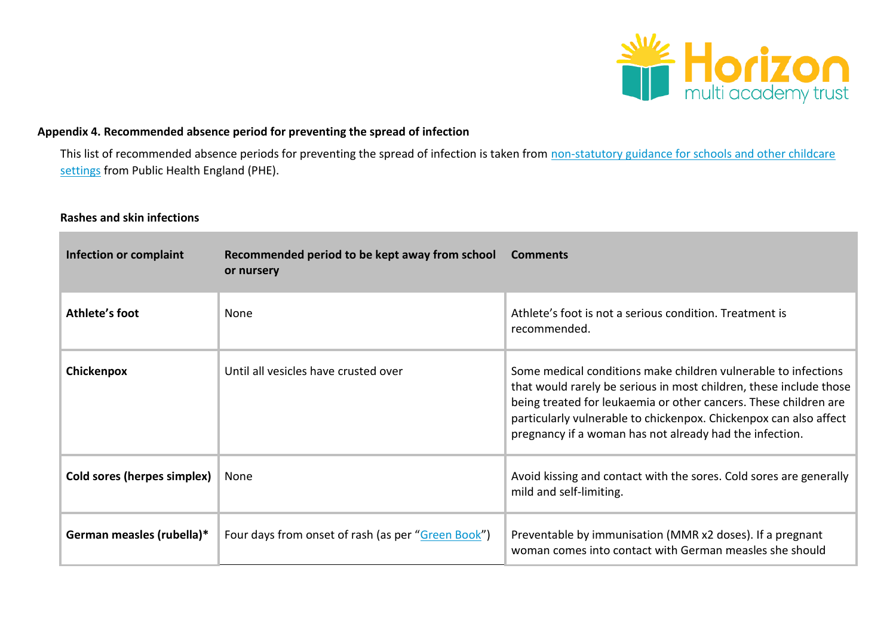**Appendix 4. Recommended absence period for preventing the spread of infection**

This list of recommended absence periods for preventing the spread of infection is taken from [non-statutory guidance for schools and other childcare settings](#) from Public Health England (PHE).

**Rashes and skin infections**

| Infection or complaint | Recommended period to be kept away from school or nursery | Comments |
|---|---|---|
| **Athlete's foot** | None | Athlete's foot is not a serious condition. Treatment is recommended. |
| **Chickenpox** | Until all vesicles have crusted over | Some medical conditions make children vulnerable to infections that would rarely be serious in most children, these include those being treated for leukaemia or other cancers. These children are particularly vulnerable to chickenpox. Chickenpox can also affect pregnancy if a woman has not already had the infection. |
| **Cold sores (herpes simplex)** | None | Avoid kissing and contact with the sores. Cold sores are generally mild and self-limiting. |
| **German measles (rubella)*** | Four days from onset of rash (as per "[Green Book](#)") | Preventable by immunisation (MMR x2 doses). If a pregnant woman comes into contact with German measles she should |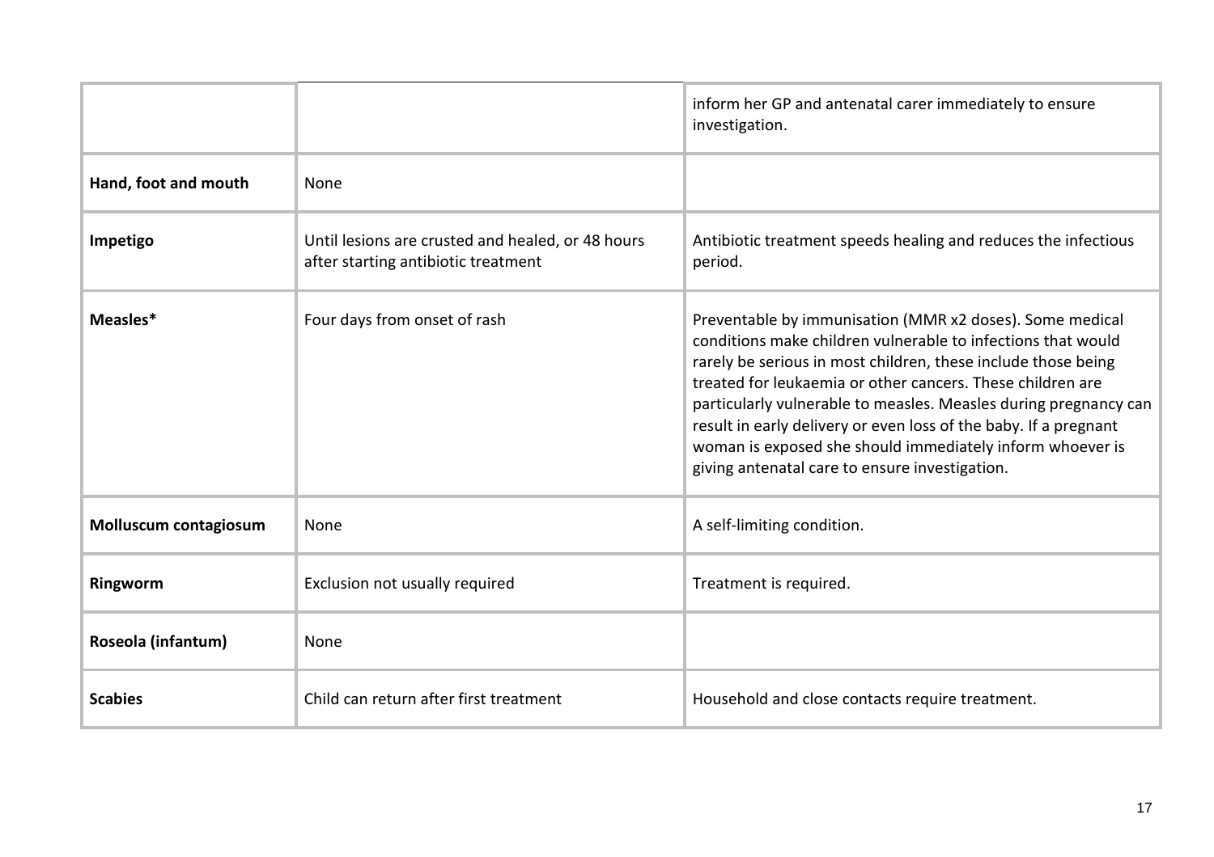| | | |
|---|---|---|
| | | inform her GP and antenatal carer immediately to ensure investigation. |
| **Hand, foot and mouth** | None | |
| **Impetigo** | Until lesions are crusted and healed, or 48 hours after starting antibiotic treatment | Antibiotic treatment speeds healing and reduces the infectious period. |
| **Measles*** | Four days from onset of rash | Preventable by immunisation (MMR x2 doses). Some medical conditions make children vulnerable to infections that would rarely be serious in most children, these include those being treated for leukaemia or other cancers. These children are particularly vulnerable to measles. Measles during pregnancy can result in early delivery or even loss of the baby. If a pregnant woman is exposed she should immediately inform whoever is giving antenatal care to ensure investigation. |
| **Molluscum contagiosum** | None | A self-limiting condition. |
| **Ringworm** | Exclusion not usually required | Treatment is required. |
| **Roseola (infantum)** | None | |
| **Scabies** | Child can return after first treatment | Household and close contacts require treatment. |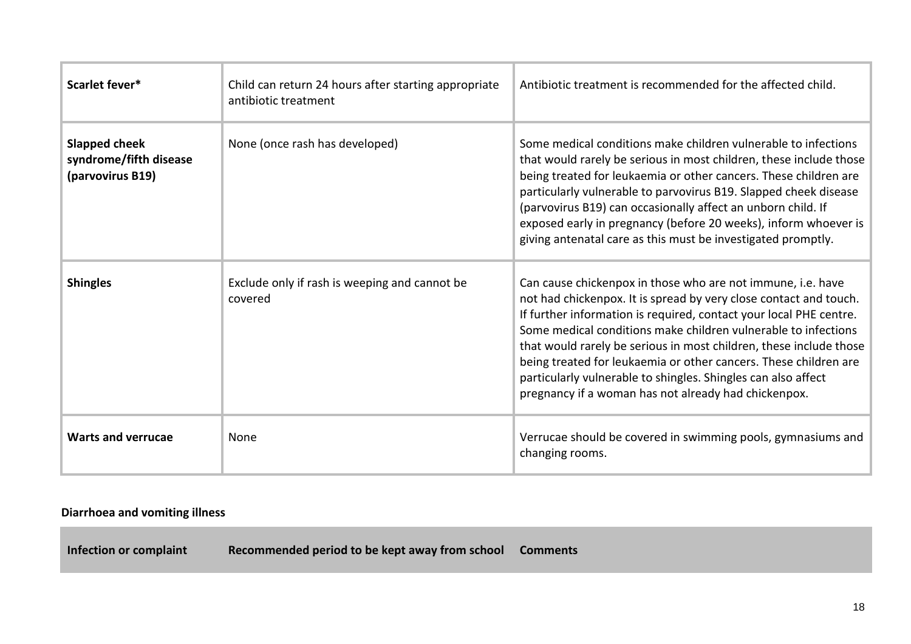| | | |
|---|---|---|
| **Scarlet fever*** | Child can return 24 hours after starting appropriate antibiotic treatment | Antibiotic treatment is recommended for the affected child. |
| **Slapped cheek syndrome/fifth disease (parvovirus B19)** | None (once rash has developed) | Some medical conditions make children vulnerable to infections that would rarely be serious in most children, these include those being treated for leukaemia or other cancers. These children are particularly vulnerable to parvovirus B19. Slapped cheek disease (parvovirus B19) can occasionally affect an unborn child. If exposed early in pregnancy (before 20 weeks), inform whoever is giving antenatal care as this must be investigated promptly. |
| **Shingles** | Exclude only if rash is weeping and cannot be covered | Can cause chickenpox in those who are not immune, i.e. have not had chickenpox. It is spread by very close contact and touch. If further information is required, contact your local PHE centre. Some medical conditions make children vulnerable to infections that would rarely be serious in most children, these include those being treated for leukaemia or other cancers. These children are particularly vulnerable to shingles. Shingles can also affect pregnancy if a woman has not already had chickenpox. |
| **Warts and verrucae** | None | Verrucae should be covered in swimming pools, gymnasiums and changing rooms. |

**Diarrhoea and vomiting illness**

| Infection or complaint | Recommended period to be kept away from school | Comments |
|---|---|---|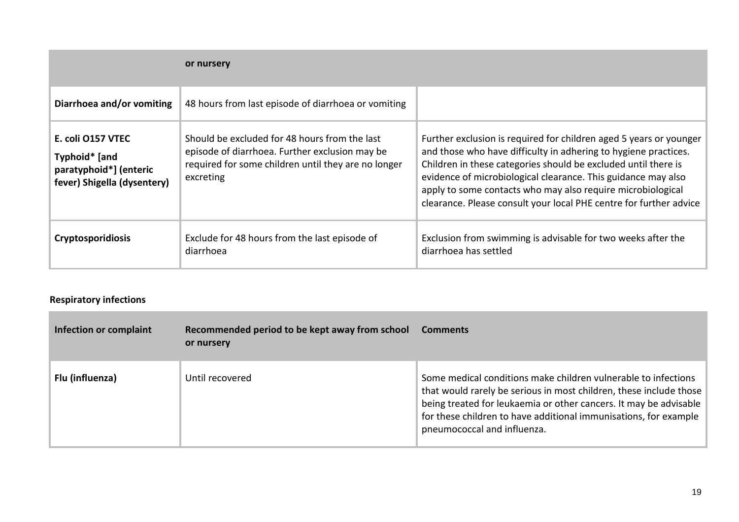| | or nursery | |
|---|---|---|
| **Diarrhoea and/or vomiting** | 48 hours from last episode of diarrhoea or vomiting | |
| **E. coli O157 VTEC Typhoid* [and paratyphoid*] (enteric fever) Shigella (dysentery)** | Should be excluded for 48 hours from the last episode of diarrhoea. Further exclusion may be required for some children until they are no longer excreting | Further exclusion is required for children aged 5 years or younger and those who have difficulty in adhering to hygiene practices. Children in these categories should be excluded until there is evidence of microbiological clearance. This guidance may also apply to some contacts who may also require microbiological clearance. Please consult your local PHE centre for further advice |
| **Cryptosporidiosis** | Exclude for 48 hours from the last episode of diarrhoea | Exclusion from swimming is advisable for two weeks after the diarrhoea has settled |

**Respiratory infections**

| Infection or complaint | Recommended period to be kept away from school or nursery | Comments |
|---|---|---|
| **Flu (influenza)** | Until recovered | Some medical conditions make children vulnerable to infections that would rarely be serious in most children, these include those being treated for leukaemia or other cancers. It may be advisable for these children to have additional immunisations, for example pneumococcal and influenza. |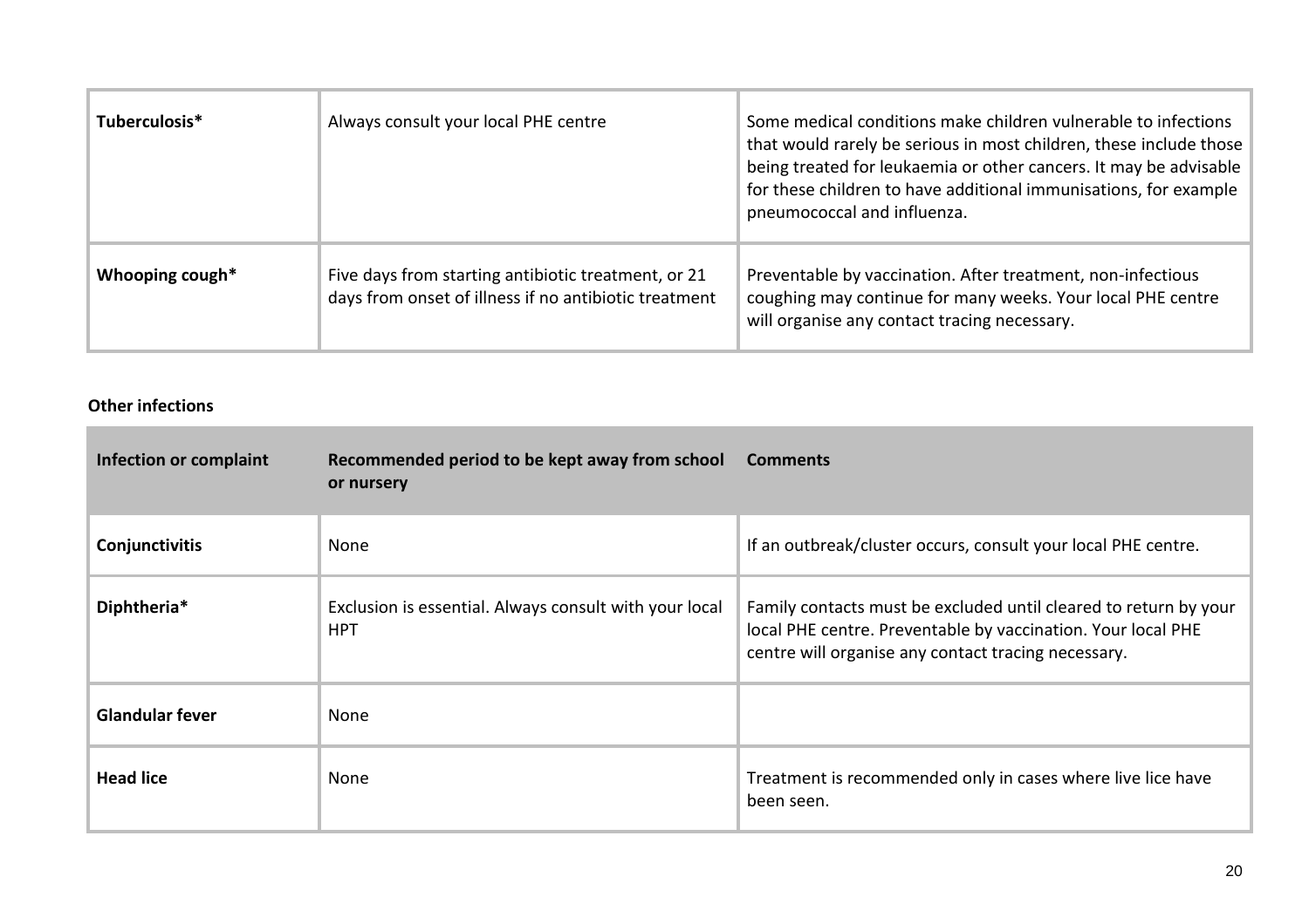| | | |
|---|---|---|
| **Tuberculosis*** | Always consult your local PHE centre | Some medical conditions make children vulnerable to infections that would rarely be serious in most children, these include those being treated for leukaemia or other cancers. It may be advisable for these children to have additional immunisations, for example pneumococcal and influenza. |
| **Whooping cough*** | Five days from starting antibiotic treatment, or 21 days from onset of illness if no antibiotic treatment | Preventable by vaccination. After treatment, non-infectious coughing may continue for many weeks. Your local PHE centre will organise any contact tracing necessary. |

**Other infections**

| Infection or complaint | Recommended period to be kept away from school or nursery | Comments |
|---|---|---|
| **Conjunctivitis** | None | If an outbreak/cluster occurs, consult your local PHE centre. |
| **Diphtheria*** | Exclusion is essential. Always consult with your local HPT | Family contacts must be excluded until cleared to return by your local PHE centre. Preventable by vaccination. Your local PHE centre will organise any contact tracing necessary. |
| **Glandular fever** | None | |
| **Head lice** | None | Treatment is recommended only in cases where live lice have been seen. |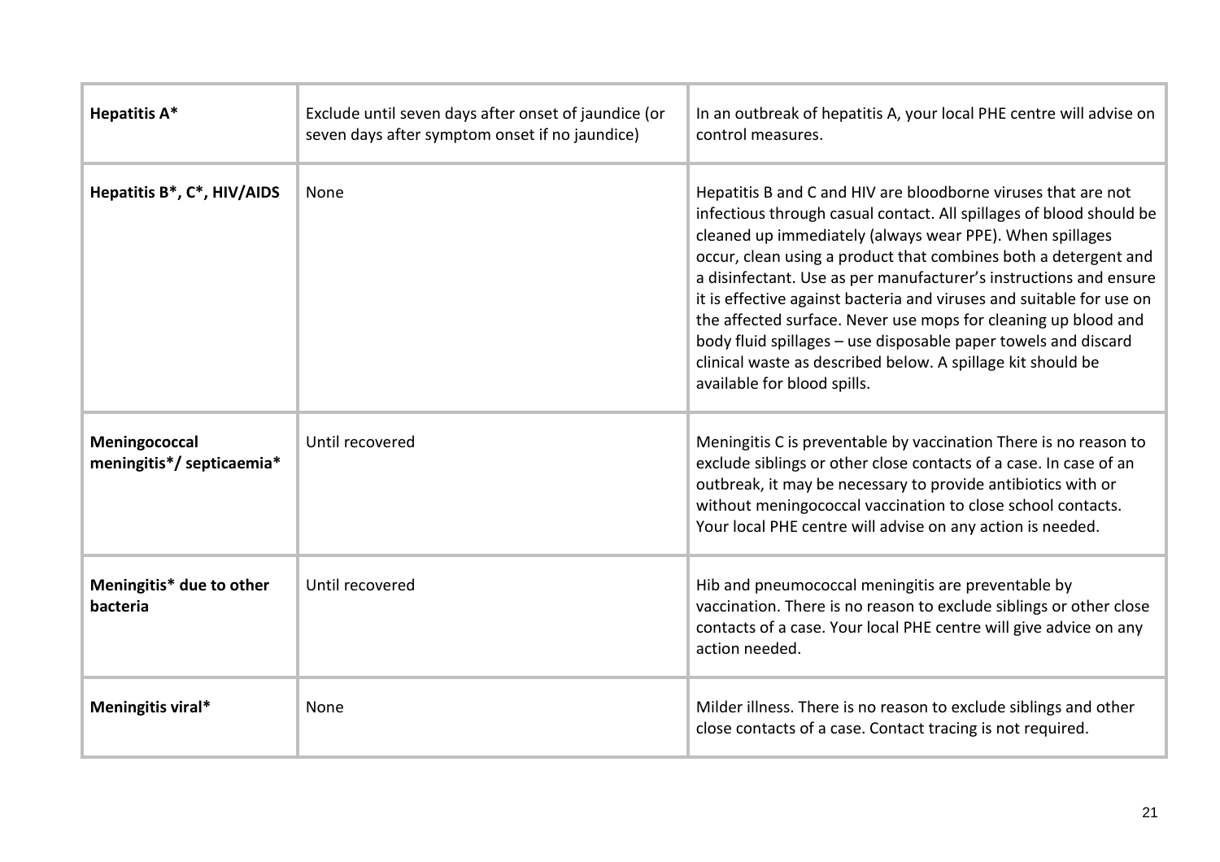| Hepatitis A* | Exclude until seven days after onset of jaundice (or seven days after symptom onset if no jaundice) | In an outbreak of hepatitis A, your local PHE centre will advise on control measures. |
|---|---|---|
| **Hepatitis B*, C*, HIV/AIDS** | None | Hepatitis B and C and HIV are bloodborne viruses that are not infectious through casual contact. All spillages of blood should be cleaned up immediately (always wear PPE). When spillages occur, clean using a product that combines both a detergent and a disinfectant. Use as per manufacturer's instructions and ensure it is effective against bacteria and viruses and suitable for use on the affected surface. Never use mops for cleaning up blood and body fluid spillages – use disposable paper towels and discard clinical waste as described below. A spillage kit should be available for blood spills. |
| **Meningococcal meningitis*/ septicaemia*** | Until recovered | Meningitis C is preventable by vaccination There is no reason to exclude siblings or other close contacts of a case. In case of an outbreak, it may be necessary to provide antibiotics with or without meningococcal vaccination to close school contacts. Your local PHE centre will advise on any action is needed. |
| **Meningitis* due to other bacteria** | Until recovered | Hib and pneumococcal meningitis are preventable by vaccination. There is no reason to exclude siblings or other close contacts of a case. Your local PHE centre will give advice on any action needed. |
| **Meningitis viral*** | None | Milder illness. There is no reason to exclude siblings and other close contacts of a case. Contact tracing is not required. |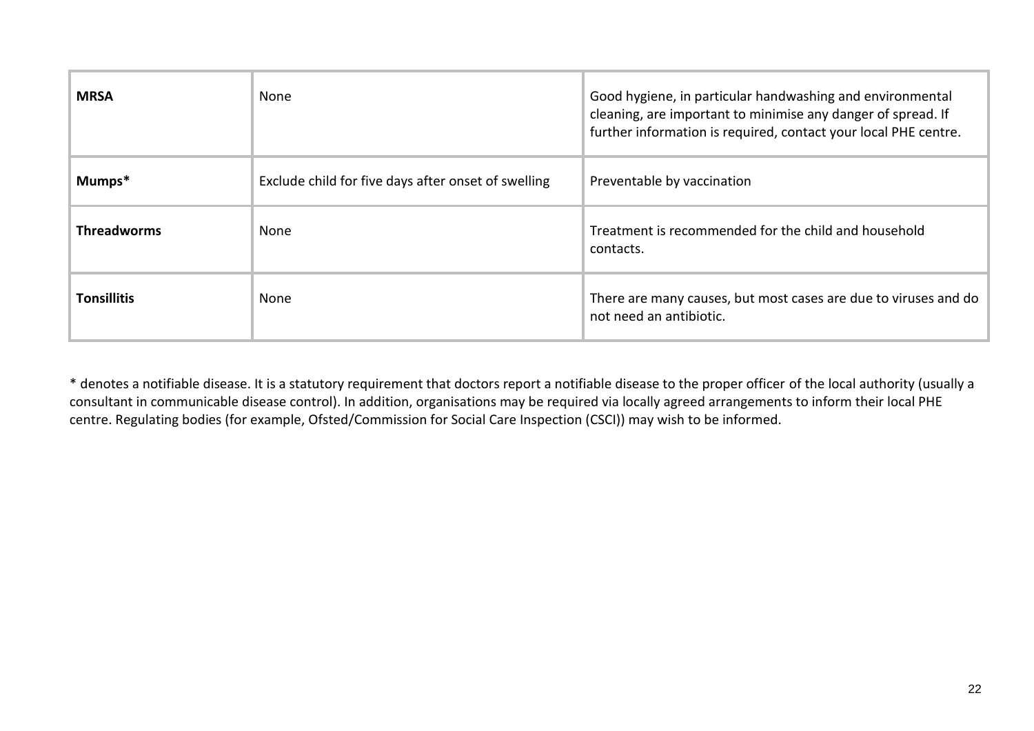| | | |
|---|---|---|
| **MRSA** | None | Good hygiene, in particular handwashing and environmental cleaning, are important to minimise any danger of spread. If further information is required, contact your local PHE centre. |
| **Mumps*** | Exclude child for five days after onset of swelling | Preventable by vaccination |
| **Threadworms** | None | Treatment is recommended for the child and household contacts. |
| **Tonsillitis** | None | There are many causes, but most cases are due to viruses and do not need an antibiotic. |

* denotes a notifiable disease. It is a statutory requirement that doctors report a notifiable disease to the proper officer of the local authority (usually a consultant in communicable disease control). In addition, organisations may be required via locally agreed arrangements to inform their local PHE centre. Regulating bodies (for example, Ofsted/Commission for Social Care Inspection (CSCI)) may wish to be informed.